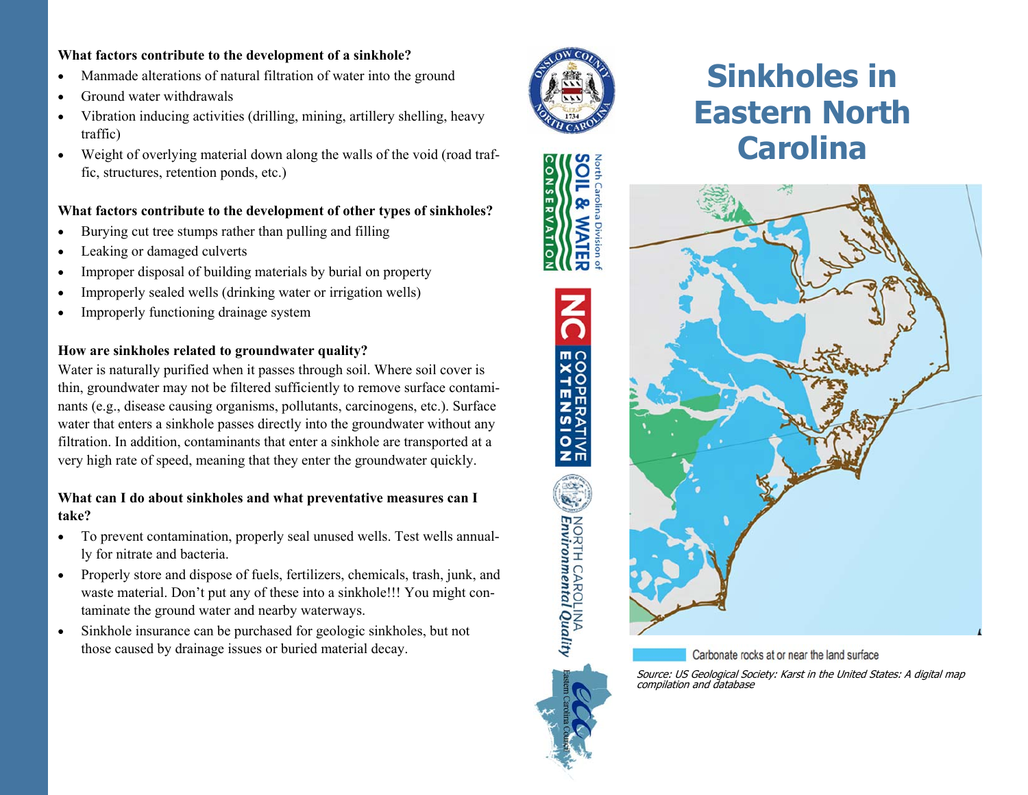**What factors contribute to the development of a sinkhole?**

- Manmade alterations of natural filtration of water into the ground
- Ground water withdrawals
- Vibration inducing activities (drilling, mining, artillery shelling, heavy traffic)
- Weight of overlying material down along the walls of the void (road traffic, structures, retention ponds, etc.)

**What factors contribute to the development of other types of sinkholes?**

- Burying cut tree stumps rather than pulling and filling
- Leaking or damaged culverts
- Improper disposal of building materials by burial on property
- Improperly sealed wells (drinking water or irrigation wells)
- Improperly functioning drainage system

**How are sinkholes related to groundwater quality?**

Water is naturally purified when it passes through soil. Where soil cover is thin, groundwater may not be filtered sufficiently to remove surface contaminants (e.g., disease causing organisms, pollutants, carcinogens, etc.). Surface water that enters a sinkhole passes directly into the groundwater without any filtration. In addition, contaminants that enter a sinkhole are transported at a very high rate of speed, meaning that they enter the groundwater quickly.

**What can I do about sinkholes and what preventative measures can I take?**

- To prevent contamination, properly seal unused wells. Test wells annually for nitrate and bacteria.
- Properly store and dispose of fuels, fertilizers, chemicals, trash, junk, and waste material. Don't put any of these into a sinkhole!!! You might contaminate the ground water and nearby waterways.
- Sinkhole insurance can be purchased for geologic sinkholes, but not those caused by drainage issues or buried material decay.

North Carolina Division of SOIL & WATER CONSERVATION

NC COOPERATIVE EXTENSION

NORTH CAROLINA Environmental Quality

Eastern Carolina Council

# Sinkholes in Eastern North Carolina

Carbonate rocks at or near the land surface

*Source: US Geological Society: Karst in the United States: A digital map compilation and database*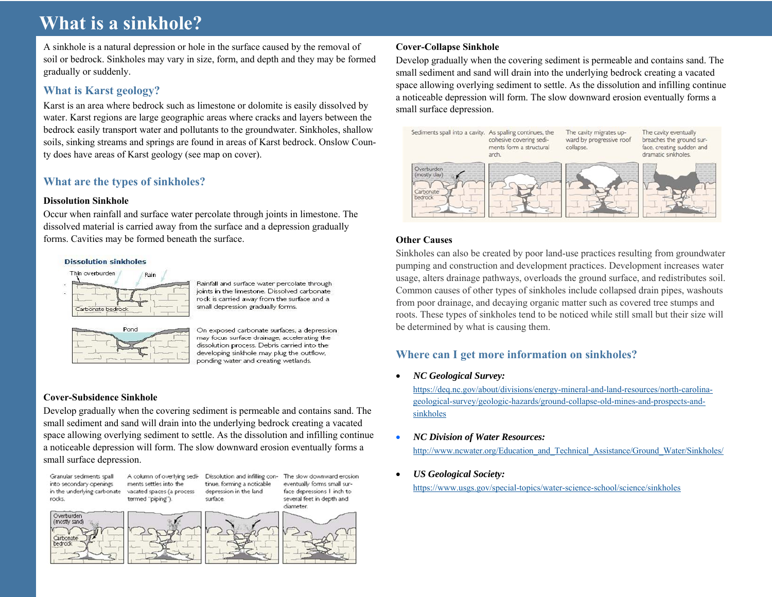# What is a sinkhole?

A sinkhole is a natural depression or hole in the surface caused by the removal of soil or bedrock. Sinkholes may vary in size, form, and depth and they may be formed gradually or suddenly.

## What is Karst geology?

Karst is an area where bedrock such as limestone or dolomite is easily dissolved by water. Karst regions are large geographic areas where cracks and layers between the bedrock easily transport water and pollutants to the groundwater. Sinkholes, shallow soils, sinking streams and springs are found in areas of Karst bedrock. Onslow County does have areas of Karst geology (see map on cover).

## What are the types of sinkholes?

### Dissolution Sinkhole

Occur when rainfall and surface water percolate through joints in limestone. The dissolved material is carried away from the surface and a depression gradually forms. Cavities may be formed beneath the surface.

Dissolution sinkholes

Thin overburden

Rain

Carbonate bedrock

Rainfall and surface water percolate through joints in the limestone. Dissolved carbonate rock is carried away from the surface and a small depression gradually forms.

Pond

On exposed carbonate surfaces, a depression may focus surface drainage, accelerating the dissolution process. Debris carried into the developing sinkhole may plug the outflow, ponding water and creating wetlands.

### Cover-Subsidence Sinkhole

Develop gradually when the covering sediment is permeable and contains sand. The small sediment and sand will drain into the underlying bedrock creating a vacated space allowing overlying sediment to settle. As the dissolution and infilling continue a noticeable depression will form. The slow downward erosion eventually forms a small surface depression.

Granular sediments spall into secondary openings in the underlying carbonate rocks.

A column of overlying sediments settles into the vacated spaces (a process termed "piping").

Dissolution and infilling continue, forming a noticable depression in the land surface.

The slow downward erosion eventually forms small surface depressions 1 inch to several feet in depth and diameter.

Overburden (mostly sand)

Carbonate bedrock

### Cover-Collapse Sinkhole

Develop gradually when the covering sediment is permeable and contains sand. The small sediment and sand will drain into the underlying bedrock creating a vacated space allowing overlying sediment to settle. As the dissolution and infilling continue a noticeable depression will form. The slow downward erosion eventually forms a small surface depression.

Sediments spall into a cavity.

As spalling continues, the cohesive covering sediments form a structural arch.

The cavity migrates upward by progressive roof collapse.

The cavity eventually breaches the ground surface, creating sudden and dramatic sinkholes.

Overburden (mostly clay)

Carbonate bedrock

### Other Causes

Sinkholes can also be created by poor land-use practices resulting from groundwater pumping and construction and development practices. Development increases water usage, alters drainage pathways, overloads the ground surface, and redistributes soil. Common causes of other types of sinkholes include collapsed drain pipes, washouts from poor drainage, and decaying organic matter such as covered tree stumps and roots. These types of sinkholes tend to be noticed while still small but their size will be determined by what is causing them.

## Where can I get more information on sinkholes?

- ***NC Geological Survey:***
  https://deq.nc.gov/about/divisions/energy-mineral-and-land-resources/north-carolina-geological-survey/geologic-hazards/ground-collapse-old-mines-and-prospects-and-sinkholes

- ***NC Division of Water Resources:***
  http://www.ncwater.org/Education_and_Technical_Assistance/Ground_Water/Sinkholes/

- ***US Geological Society:***
  https://www.usgs.gov/special-topics/water-science-school/science/sinkholes